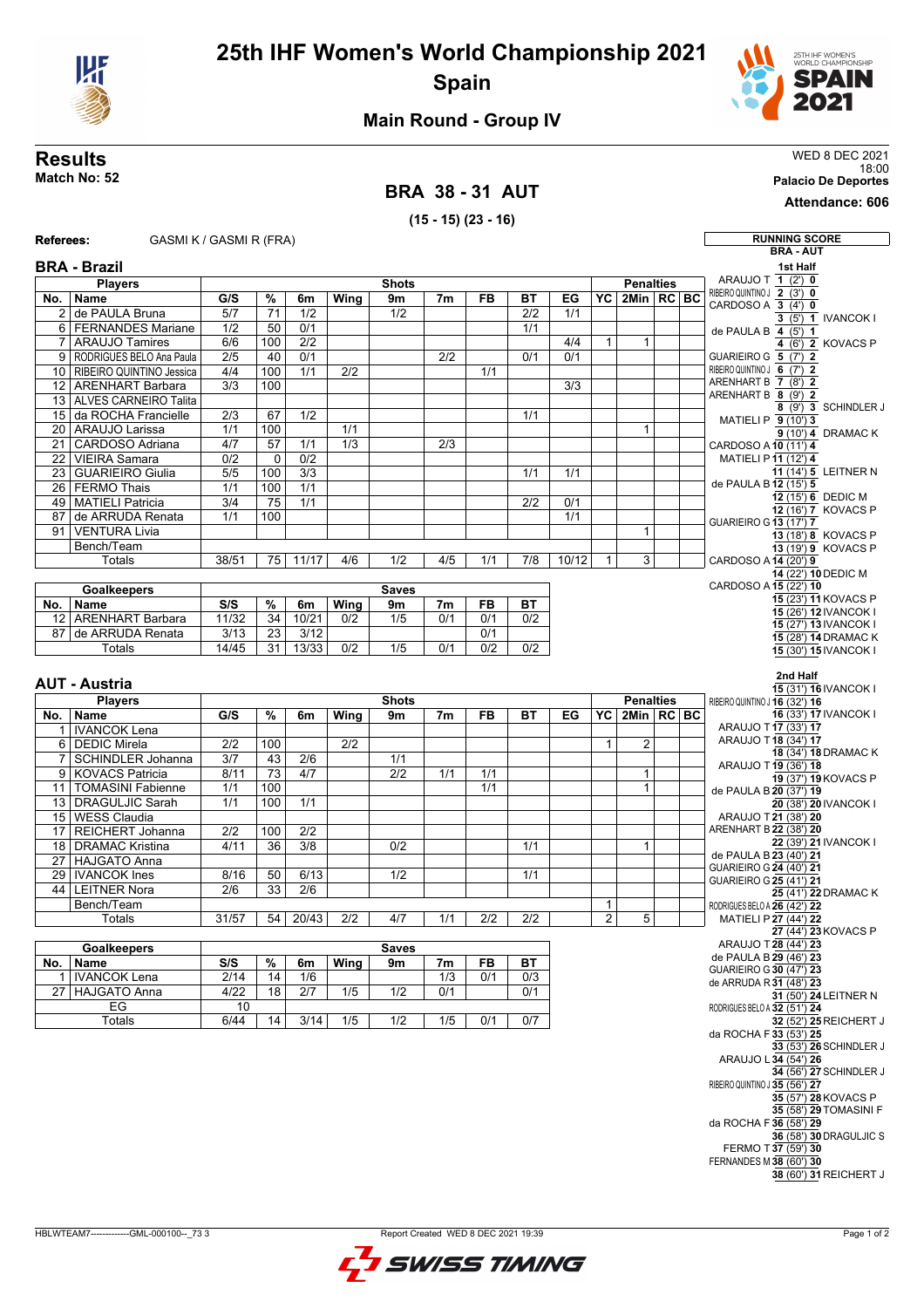# 25th IHF Women's World Championship 2021

## Spain

### Main Round - Group IV

## Results

**Match No: 52**

WED 8 DEC 2021
18:00
**Palacio De Deportes**

## BRA 38 - 31 AUT

**(15 - 15) (23 - 16)**

**Attendance: 606**

**Referees:** GASMI K / GASMI R (FRA)

### BRA - Brazil

| No. | Name | G/S | % | 6m | Wing | 9m | 7m | FB | BT | EG | YC | 2Min | RC | BC |
|---|---|---|---|---|---|---|---|---|---|---|---|---|---|---|
| 2 | de PAULA Bruna | 5/7 | 71 | 1/2 | | 1/2 | | | 2/2 | 1/1 | | | | |
| 6 | FERNANDES Mariane | 1/2 | 50 | 0/1 | | | | | 1/1 | | | | | |
| 7 | ARAUJO Tamires | 6/6 | 100 | 2/2 | | | | | | 4/4 | 1 | 1 | | |
| 9 | RODRIGUES BELO Ana Paula | 2/5 | 40 | 0/1 | | | 2/2 | | 0/1 | 0/1 | | | | |
| 10 | RIBEIRO QUINTINO Jessica | 4/4 | 100 | 1/1 | 2/2 | | | 1/1 | | | | | | |
| 12 | ARENHART Barbara | 3/3 | 100 | | | | | | | 3/3 | | | | |
| 13 | ALVES CARNEIRO Talita | | | | | | | | | | | | | |
| 15 | da ROCHA Francielle | 2/3 | 67 | 1/2 | | | | | 1/1 | | | | | |
| 20 | ARAUJO Larissa | 1/1 | 100 | | 1/1 | | | | | | | 1 | | |
| 21 | CARDOSO Adriana | 4/7 | 57 | 1/1 | 1/3 | | 2/3 | | | | | | | |
| 22 | VIEIRA Samara | 0/2 | 0 | 0/2 | | | | | | | | | | |
| 23 | GUARIEIRO Giulia | 5/5 | 100 | 3/3 | | | | | 1/1 | 1/1 | | | | |
| 26 | FERMO Thais | 1/1 | 100 | 1/1 | | | | | | | | | | |
| 49 | MATIELI Patricia | 3/4 | 75 | 1/1 | | | | | 2/2 | 0/1 | | | | |
| 87 | de ARRUDA Renata | 1/1 | 100 | | | | | | | 1/1 | | | | |
| 91 | VENTURA Livia | | | | | | | | | | | 1 | | |
| | Bench/Team | | | | | | | | | | | | | |
| | Totals | 38/51 | 75 | 11/17 | 4/6 | 1/2 | 4/5 | 1/1 | 7/8 | 10/12 | 1 | 3 | | |

| No. | Goalkeepers | S/S | % | 6m | Wing | 9m | 7m | FB | BT |
|---|---|---|---|---|---|---|---|---|---|
| 12 | ARENHART Barbara | 11/32 | 34 | 10/21 | 0/2 | 1/5 | 0/1 | 0/1 | 0/2 |
| 87 | de ARRUDA Renata | 3/13 | 23 | 3/12 | | | | 0/1 | |
| | Totals | 14/45 | 31 | 13/33 | 0/2 | 1/5 | 0/1 | 0/2 | 0/2 |

### AUT - Austria

| No. | Name | G/S | % | 6m | Wing | 9m | 7m | FB | BT | EG | YC | 2Min | RC | BC |
|---|---|---|---|---|---|---|---|---|---|---|---|---|---|---|
| 1 | IVANCOK Lena | | | | | | | | | | | | | |
| 6 | DEDIC Mirela | 2/2 | 100 | | 2/2 | | | | | | 1 | 2 | | |
| 7 | SCHINDLER Johanna | 3/7 | 43 | 2/6 | | 1/1 | | | | | | | | |
| 9 | KOVACS Patricia | 8/11 | 73 | 4/7 | | 2/2 | 1/1 | 1/1 | | | | 1 | | |
| 11 | TOMASINI Fabienne | 1/1 | 100 | | | | | 1/1 | | | | 1 | | |
| 13 | DRAGULJIC Sarah | 1/1 | 100 | 1/1 | | | | | | | | | | |
| 15 | WESS Claudia | | | | | | | | | | | | | |
| 17 | REICHERT Johanna | 2/2 | 100 | 2/2 | | | | | | | | | | |
| 18 | DRAMAC Kristina | 4/11 | 36 | 3/8 | | 0/2 | | | 1/1 | | | 1 | | |
| 27 | HAJGATO Anna | | | | | | | | | | | | | |
| 29 | IVANCOK Ines | 8/16 | 50 | 6/13 | | 1/2 | | | 1/1 | | | | | |
| 44 | LEITNER Nora | 2/6 | 33 | 2/6 | | | | | | | | | | |
| | Bench/Team | | | | | | | | | | 1 | | | |
| | Totals | 31/57 | 54 | 20/43 | 2/2 | 4/7 | 1/1 | 2/2 | 2/2 | | 2 | 5 | | |

| No. | Goalkeepers | S/S | % | 6m | Wing | 9m | 7m | FB | BT |
|---|---|---|---|---|---|---|---|---|---|
| 1 | IVANCOK Lena | 2/14 | 14 | 1/6 | | | 1/3 | 0/1 | 0/3 |
| 27 | HAJGATO Anna | 4/22 | 18 | 2/7 | 1/5 | 1/2 | 0/1 | | 0/1 |
| | EG | 10 | | | | | | | |
| | Totals | 6/44 | 14 | 3/14 | 1/5 | 1/2 | 1/5 | 0/1 | 0/7 |

### RUNNING SCORE BRA - AUT

**1st Half**

| BRA | Score | AUT |
|---|---|---|
| ARAUJO T | 1 (2') 0 | |
| RIBEIRO QUINTINO J | 2 (3') 0 | |
| CARDOSO A | 3 (4') 0 | |
| | 3 (5') 1 | IVANCOK I |
| de PAULA B | 4 (5') 1 | |
| | 4 (6') 2 | KOVACS P |
| GUARIEIRO G | 5 (7') 2 | |
| RIBEIRO QUINTINO J | 6 (7') 2 | |
| ARENHART B | 7 (8') 2 | |
| ARENHART B | 8 (9') 2 | |
| | 8 (9') 3 | SCHINDLER J |
| MATIELI P | 9 (10') 3 | |
| | 9 (10') 4 | DRAMAC K |
| CARDOSO A | 10 (11') 4 | |
| MATIELI P | 11 (12') 4 | |
| | 11 (14') 5 | LEITNER N |
| de PAULA B | 12 (15') 5 | |
| | 12 (15') 6 | DEDIC M |
| | 12 (16') 7 | KOVACS P |
| GUARIEIRO G | 13 (17') 7 | |
| | 13 (18') 8 | KOVACS P |
| | 13 (19') 9 | KOVACS P |
| CARDOSO A | 14 (20') 9 | |
| | 14 (22') 10 | DEDIC M |
| CARDOSO A | 15 (22') 10 | |
| | 15 (23') 11 | KOVACS P |
| | 15 (26') 12 | IVANCOK I |
| | 15 (27') 13 | IVANCOK I |
| | 15 (28') 14 | DRAMAC K |
| | 15 (30') 15 | IVANCOK I |

**2nd Half**

| BRA | Score | AUT |
|---|---|---|
| | 15 (31') 16 | IVANCOK I |
| RIBEIRO QUINTINO J | 16 (32') 16 | |
| | 16 (33') 17 | IVANCOK I |
| ARAUJO T | 17 (33') 17 | |
| ARAUJO T | 18 (34') 17 | |
| | 18 (34') 18 | DRAMAC K |
| ARAUJO T | 19 (36') 18 | |
| | 19 (37') 19 | KOVACS P |
| de PAULA B | 20 (37') 19 | |
| | 20 (38') 20 | IVANCOK I |
| ARAUJO T | 21 (38') 20 | |
| ARENHART B | 22 (38') 20 | |
| | 22 (39') 21 | IVANCOK I |
| de PAULA B | 23 (40') 21 | |
| GUARIEIRO G | 24 (40') 21 | |
| GUARIEIRO G | 25 (41') 21 | |
| | 25 (41') 22 | DRAMAC K |
| RODRIGUES BELO A | 26 (42') 22 | |
| MATIELI P | 27 (44') 22 | |
| | 27 (44') 23 | KOVACS P |
| ARAUJO T | 28 (44') 23 | |
| de PAULA B | 29 (46') 23 | |
| GUARIEIRO G | 30 (47') 23 | |
| de ARRUDA R | 31 (48') 23 | |
| | 31 (50') 24 | LEITNER N |
| RODRIGUES BELO A | 32 (51') 24 | |
| | 32 (52') 25 | REICHERT J |
| da ROCHA F | 33 (53') 25 | |
| | 33 (53') 26 | SCHINDLER J |
| ARAUJO L | 34 (54') 26 | |
| | 34 (56') 27 | SCHINDLER J |
| RIBEIRO QUINTINO J | 35 (56') 27 | |
| | 35 (57') 28 | KOVACS P |
| | 35 (58') 29 | TOMASINI F |
| da ROCHA F | 36 (58') 29 | |
| | 36 (58') 30 | DRAGULJIC S |
| FERMO T | 37 (59') 30 | |
| FERNANDES M | 38 (60') 30 | |
| | 38 (60') 31 | REICHERT J |

HBLWTEAM7--------------GML-000100--_73 3 Report Created WED 8 DEC 2021 19:39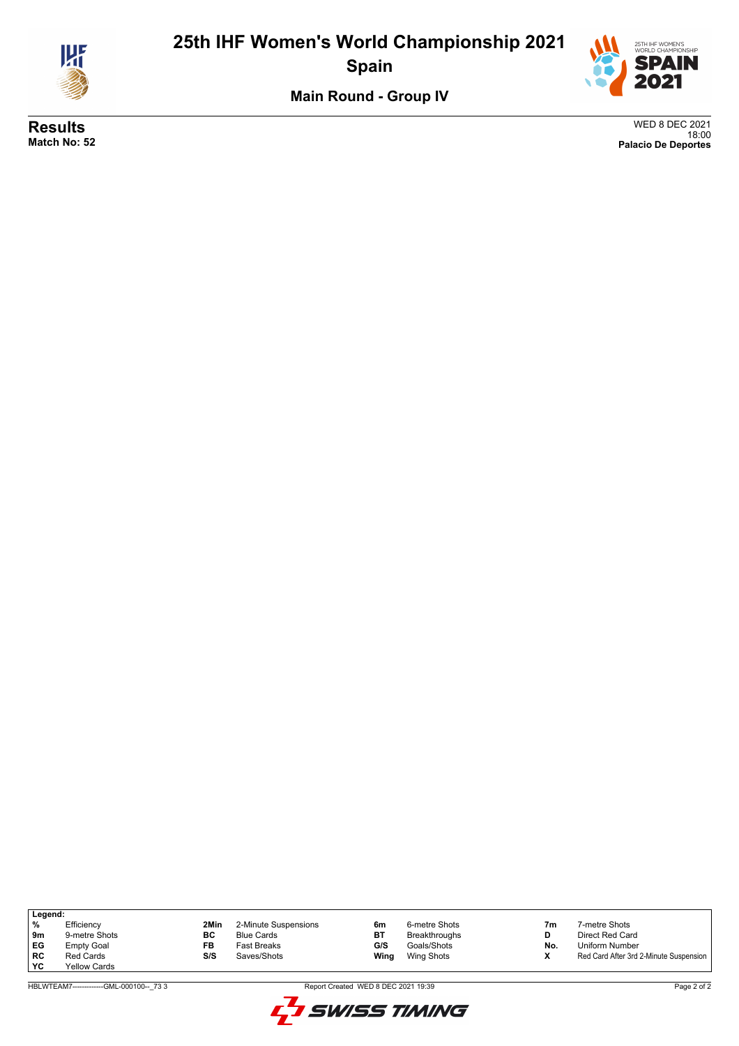# 25th IHF Women's World Championship 2021

## Spain

### Main Round - Group IV

**Results**
**Match No: 52**

WED 8 DEC 2021
18:00
**Palacio De Deportes**

| Legend: | | | | | | | |
|---|---|---|---|---|---|---|---|
| **%** | Efficiency | **2Min** | 2-Minute Suspensions | **6m** | 6-metre Shots | **7m** | 7-metre Shots |
| **9m** | 9-metre Shots | **BC** | Blue Cards | **BT** | Breakthroughs | **D** | Direct Red Card |
| **EG** | Empty Goal | **FB** | Fast Breaks | **G/S** | Goals/Shots | **No.** | Uniform Number |
| **RC** | Red Cards | **S/S** | Saves/Shots | **Wing** | Wing Shots | **X** | Red Card After 3rd 2-Minute Suspension |
| **YC** | Yellow Cards | | | | | | |

HBLWTEAM7-------------GML-000100--_73 3 Report Created WED 8 DEC 2021 19:39